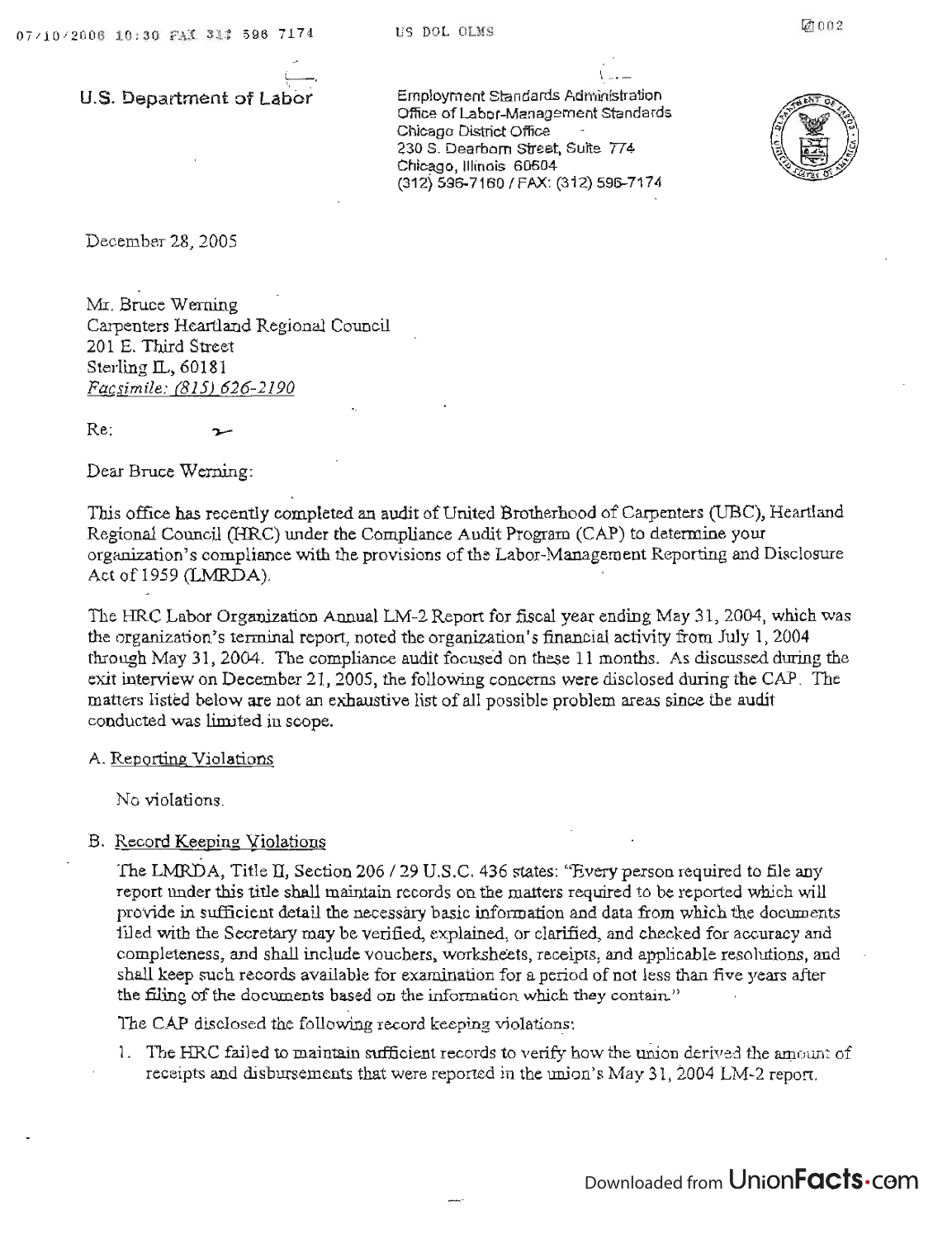U.S. Department of Labor

Employment Standards Administration
Office of Labor-Management Standards
Chicago District Office
230 S. Dearborn Street, Suite 774
Chicago, Illinois 60604
(312) 596-7160 / FAX: (312) 596-7174

December 28, 2005

Mr. Bruce Werning
Carpenters Heartland Regional Council
201 E. Third Street
Sterling IL, 60181
*Facsimile: (815) 626-2190*

Re:

Dear Bruce Werning:

This office has recently completed an audit of United Brotherhood of Carpenters (UBC), Heartland Regional Council (HRC) under the Compliance Audit Program (CAP) to determine your organization's compliance with the provisions of the Labor-Management Reporting and Disclosure Act of 1959 (LMRDA).

The HRC Labor Organization Annual LM-2 Report for fiscal year ending May 31, 2004, which was the organization's terminal report, noted the organization's financial activity from July 1, 2004 through May 31, 2004. The compliance audit focused on these 11 months. As discussed during the exit interview on December 21, 2005, the following concerns were disclosed during the CAP. The matters listed below are not an exhaustive list of all possible problem areas since the audit conducted was limited in scope.

A. Reporting Violations

No violations.

B. Record Keeping Violations

The LMRDA, Title II, Section 206 / 29 U.S.C. 436 states: "Every person required to file any report under this title shall maintain records on the matters required to be reported which will provide in sufficient detail the necessary basic information and data from which the documents filed with the Secretary may be verified, explained, or clarified, and checked for accuracy and completeness, and shall include vouchers, worksheets, receipts, and applicable resolutions, and shall keep such records available for examination for a period of not less than five years after the filing of the documents based on the information which they contain."

The CAP disclosed the following record keeping violations:

1. The HRC failed to maintain sufficient records to verify how the union derived the amount of receipts and disbursements that were reported in the union's May 31, 2004 LM-2 report.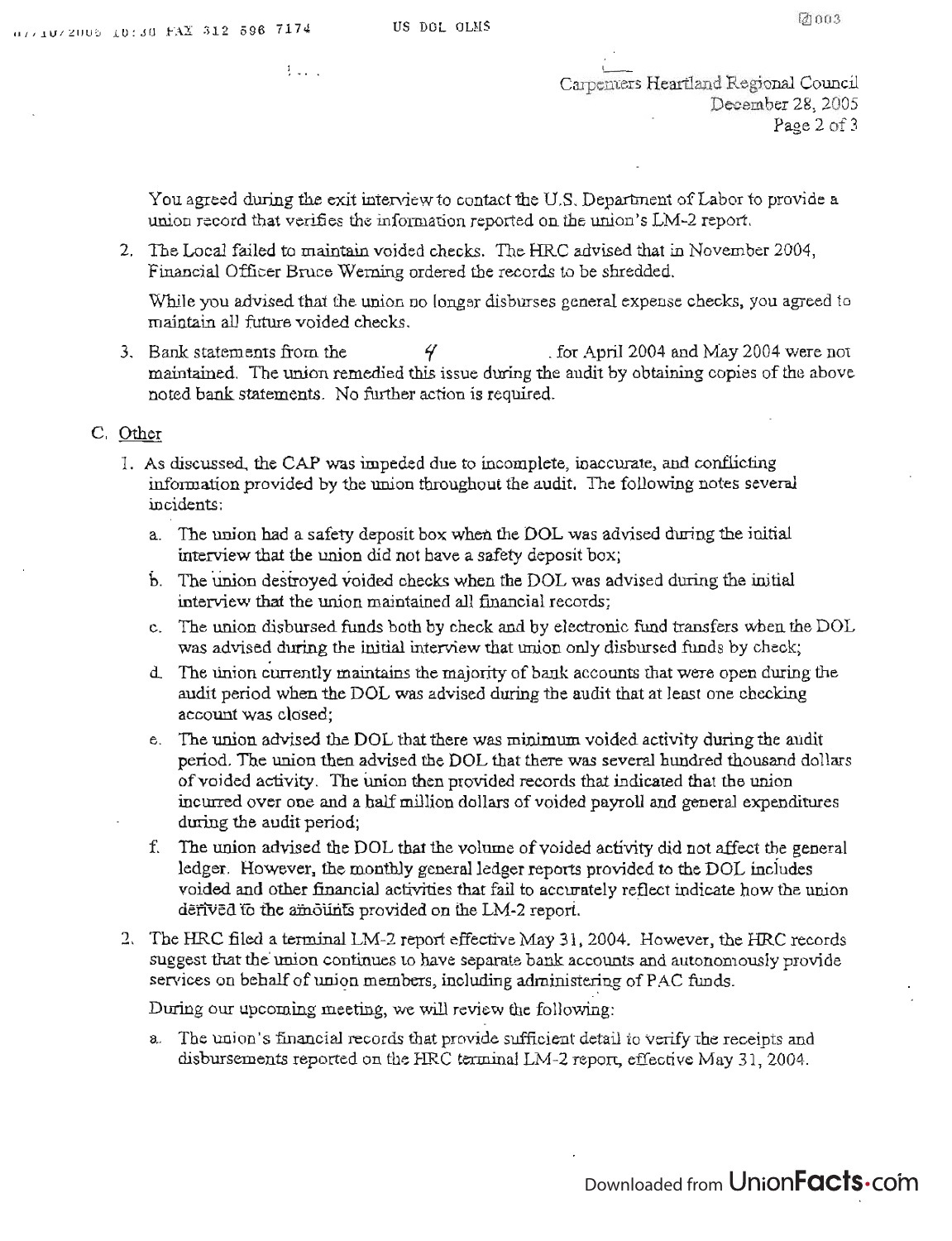You agreed during the exit interview to contact the U.S. Department of Labor to provide a union record that verifies the information reported on the union's LM-2 report.

2. The Local failed to maintain voided checks. The HRC advised that in November 2004, Financial Officer Bruce Werning ordered the records to be shredded.

   While you advised that the union no longer disburses general expense checks, you agreed to maintain all future voided checks.

3. Bank statements from the 4 for April 2004 and May 2004 were not maintained. The union remedied this issue during the audit by obtaining copies of the above noted bank statements. No further action is required.

C. Other

1. As discussed, the CAP was impeded due to incomplete, inaccurate, and conflicting information provided by the union throughout the audit. The following notes several incidents:

   a. The union had a safety deposit box when the DOL was advised during the initial interview that the union did not have a safety deposit box;

   b. The union destroyed voided checks when the DOL was advised during the initial interview that the union maintained all financial records;

   c. The union disbursed funds both by check and by electronic fund transfers when the DOL was advised during the initial interview that union only disbursed funds by check;

   d. The union currently maintains the majority of bank accounts that were open during the audit period when the DOL was advised during the audit that at least one checking account was closed;

   e. The union advised the DOL that there was minimum voided activity during the audit period. The union then advised the DOL that there was several hundred thousand dollars of voided activity. The union then provided records that indicated that the union incurred over one and a half million dollars of voided payroll and general expenditures during the audit period;

   f. The union advised the DOL that the volume of voided activity did not affect the general ledger. However, the monthly general ledger reports provided to the DOL includes voided and other financial activities that fail to accurately reflect indicate how the union derived to the amounts provided on the LM-2 report.

2. The HRC filed a terminal LM-2 report effective May 31, 2004. However, the HRC records suggest that the union continues to have separate bank accounts and autonomously provide services on behalf of union members, including administering of PAC funds.

   During our upcoming meeting, we will review the following:

   a. The union's financial records that provide sufficient detail to verify the receipts and disbursements reported on the HRC terminal LM-2 report, effective May 31, 2004.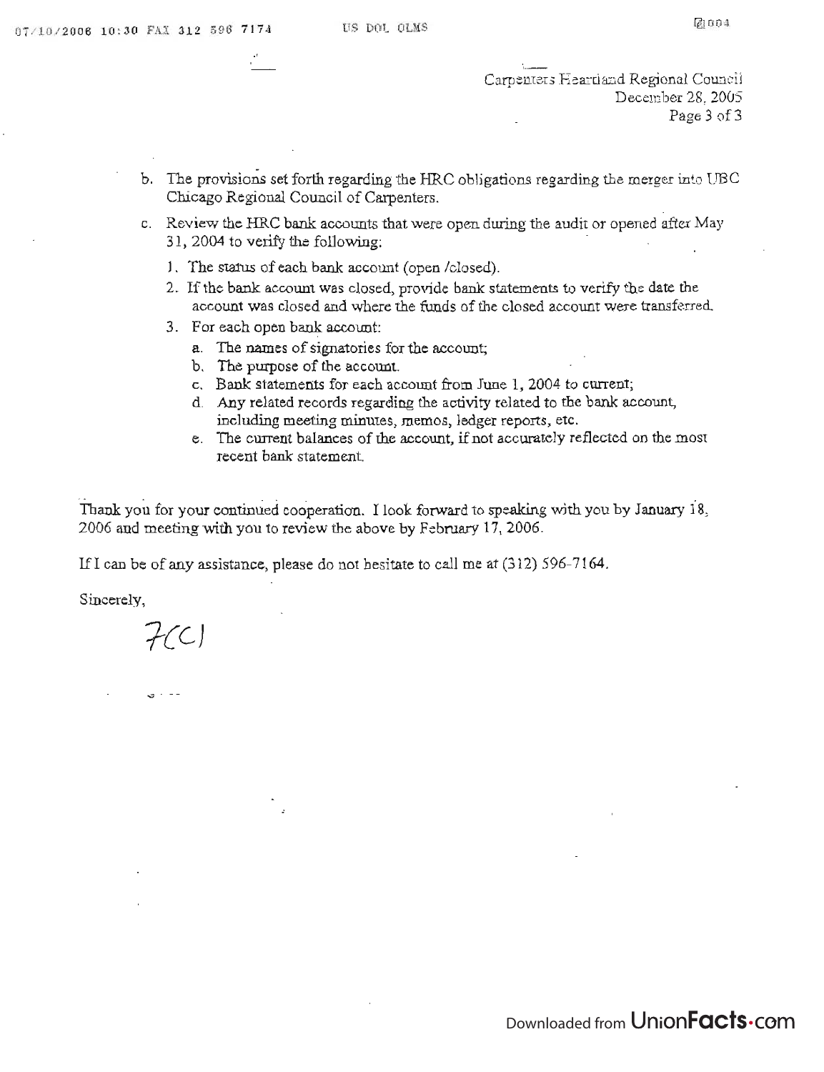b. The provisions set forth regarding the HRC obligations regarding the merger into UBC Chicago Regional Council of Carpenters.

c. Review the HRC bank accounts that were open during the audit or opened after May 31, 2004 to verify the following:

   1. The status of each bank account (open /closed).
   2. If the bank account was closed, provide bank statements to verify the date the account was closed and where the funds of the closed account were transferred.
   3. For each open bank account:
      a. The names of signatories for the account;
      b. The purpose of the account.
      c. Bank statements for each account from June 1, 2004 to current;
      d. Any related records regarding the activity related to the bank account, including meeting minutes, memos, ledger reports, etc.
      e. The current balances of the account, if not accurately reflected on the most recent bank statement.

Thank you for your continued cooperation. I look forward to speaking with you by January 18, 2006 and meeting with you to review the above by February 17, 2006.

If I can be of any assistance, please do not hesitate to call me at (312) 596-7164.

Sincerely,

7(C)